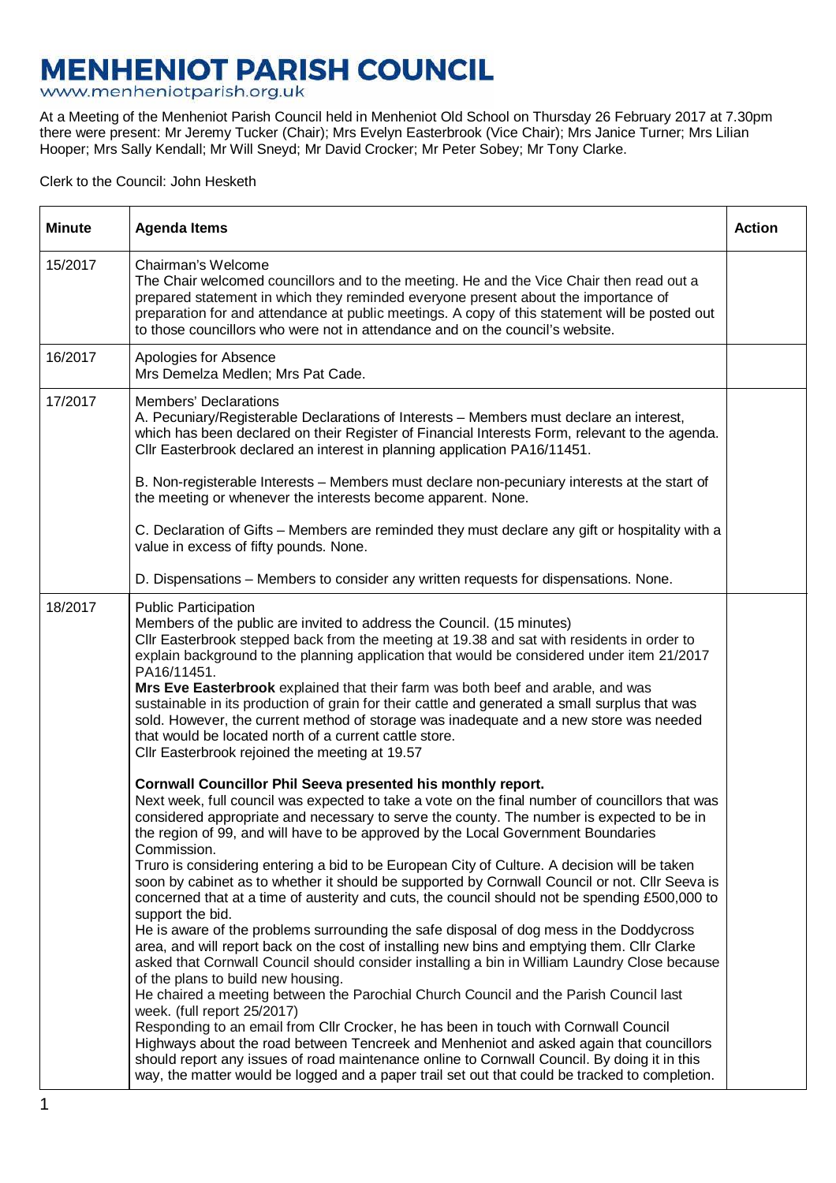# MENHENIOT PARISH COUNCIL

www.menheniotparish.org.uk

At a Meeting of the Menheniot Parish Council held in Menheniot Old School on Thursday 26 February 2017 at 7.30pm there were present: Mr Jeremy Tucker (Chair); Mrs Evelyn Easterbrook (Vice Chair); Mrs Janice Turner; Mrs Lilian Hooper; Mrs Sally Kendall; Mr Will Sneyd; Mr David Crocker; Mr Peter Sobey; Mr Tony Clarke.

Clerk to the Council: John Hesketh

| Minute | Agenda Items | Action |
|---|---|---|
| 15/2017 | Chairman's Welcome<br>The Chair welcomed councillors and to the meeting. He and the Vice Chair then read out a prepared statement in which they reminded everyone present about the importance of preparation for and attendance at public meetings. A copy of this statement will be posted out to those councillors who were not in attendance and on the council's website. | |
| 16/2017 | Apologies for Absence<br>Mrs Demelza Medlen; Mrs Pat Cade. | |
| 17/2017 | Members' Declarations<br>A. Pecuniary/Registerable Declarations of Interests – Members must declare an interest, which has been declared on their Register of Financial Interests Form, relevant to the agenda. Cllr Easterbrook declared an interest in planning application PA16/11451.<br><br>B. Non-registerable Interests – Members must declare non-pecuniary interests at the start of the meeting or whenever the interests become apparent. None.<br><br>C. Declaration of Gifts – Members are reminded they must declare any gift or hospitality with a value in excess of fifty pounds. None.<br><br>D. Dispensations – Members to consider any written requests for dispensations. None. | |
| 18/2017 | Public Participation<br>Members of the public are invited to address the Council. (15 minutes)<br>Cllr Easterbrook stepped back from the meeting at 19.38 and sat with residents in order to explain background to the planning application that would be considered under item 21/2017 PA16/11451.<br>**Mrs Eve Easterbrook** explained that their farm was both beef and arable, and was sustainable in its production of grain for their cattle and generated a small surplus that was sold. However, the current method of storage was inadequate and a new store was needed that would be located north of a current cattle store.<br>Cllr Easterbrook rejoined the meeting at 19.57<br><br>**Cornwall Councillor Phil Seeva presented his monthly report.**<br>Next week, full council was expected to take a vote on the final number of councillors that was considered appropriate and necessary to serve the county. The number is expected to be in the region of 99, and will have to be approved by the Local Government Boundaries Commission.<br>Truro is considering entering a bid to be European City of Culture. A decision will be taken soon by cabinet as to whether it should be supported by Cornwall Council or not. Cllr Seeva is concerned that at a time of austerity and cuts, the council should not be spending £500,000 to support the bid.<br>He is aware of the problems surrounding the safe disposal of dog mess in the Doddycross area, and will report back on the cost of installing new bins and emptying them. Cllr Clarke asked that Cornwall Council should consider installing a bin in William Laundry Close because of the plans to build new housing.<br>He chaired a meeting between the Parochial Church Council and the Parish Council last week. (full report 25/2017)<br>Responding to an email from Cllr Crocker, he has been in touch with Cornwall Council Highways about the road between Tencreek and Menheniot and asked again that councillors should report any issues of road maintenance online to Cornwall Council. By doing it in this way, the matter would be logged and a paper trail set out that could be tracked to completion. | |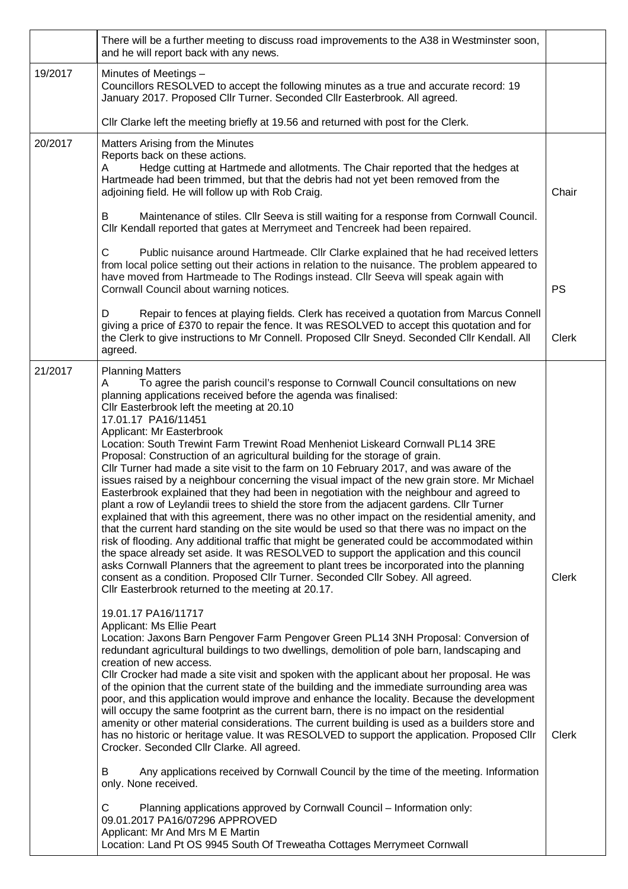| | | |
|---|---|---|
| | There will be a further meeting to discuss road improvements to the A38 in Westminster soon, and he will report back with any news. | |
| 19/2017 | Minutes of Meetings –<br>Councillors RESOLVED to accept the following minutes as a true and accurate record: 19 January 2017. Proposed Cllr Turner. Seconded Cllr Easterbrook. All agreed.<br><br>Cllr Clarke left the meeting briefly at 19.56 and returned with post for the Clerk. | |
| 20/2017 | Matters Arising from the Minutes<br>Reports back on these actions.<br>A Hedge cutting at Hartmede and allotments. The Chair reported that the hedges at Hartmeade had been trimmed, but that the debris had not yet been removed from the adjoining field. He will follow up with Rob Craig.<br><br>B Maintenance of stiles. Cllr Seeva is still waiting for a response from Cornwall Council. Cllr Kendall reported that gates at Merrymeet and Tencreek had been repaired.<br><br>C Public nuisance around Hartmeade. Cllr Clarke explained that he had received letters from local police setting out their actions in relation to the nuisance. The problem appeared to have moved from Hartmeade to The Rodings instead. Cllr Seeva will speak again with Cornwall Council about warning notices.<br><br>D Repair to fences at playing fields. Clerk has received a quotation from Marcus Connell giving a price of £370 to repair the fence. It was RESOLVED to accept this quotation and for the Clerk to give instructions to Mr Connell. Proposed Cllr Sneyd. Seconded Cllr Kendall. All agreed. | Chair<br><br>PS<br><br>Clerk |
| 21/2017 | Planning Matters<br>A To agree the parish council's response to Cornwall Council consultations on new planning applications received before the agenda was finalised:<br>Cllr Easterbrook left the meeting at 20.10<br>17.01.17 PA16/11451<br>Applicant: Mr Easterbrook<br>Location: South Trewint Farm Trewint Road Menheniot Liskeard Cornwall PL14 3RE<br>Proposal: Construction of an agricultural building for the storage of grain.<br>Cllr Turner had made a site visit to the farm on 10 February 2017, and was aware of the issues raised by a neighbour concerning the visual impact of the new grain store. Mr Michael Easterbrook explained that they had been in negotiation with the neighbour and agreed to plant a row of Leylandii trees to shield the store from the adjacent gardens. Cllr Turner explained that with this agreement, there was no other impact on the residential amenity, and that the current hard standing on the site would be used so that there was no impact on the risk of flooding. Any additional traffic that might be generated could be accommodated within the space already set aside. It was RESOLVED to support the application and this council asks Cornwall Planners that the agreement to plant trees be incorporated into the planning consent as a condition. Proposed Cllr Turner. Seconded Cllr Sobey. All agreed.<br>Cllr Easterbrook returned to the meeting at 20.17.<br><br>19.01.17 PA16/11717<br>Applicant: Ms Ellie Peart<br>Location: Jaxons Barn Pengover Farm Pengover Green PL14 3NH Proposal: Conversion of redundant agricultural buildings to two dwellings, demolition of pole barn, landscaping and creation of new access.<br>Cllr Crocker had made a site visit and spoken with the applicant about her proposal. He was of the opinion that the current state of the building and the immediate surrounding area was poor, and this application would improve and enhance the locality. Because the development will occupy the same footprint as the current barn, there is no impact on the residential amenity or other material considerations. The current building is used as a builders store and has no historic or heritage value. It was RESOLVED to support the application. Proposed Cllr Crocker. Seconded Cllr Clarke. All agreed.<br><br>B Any applications received by Cornwall Council by the time of the meeting. Information only. None received.<br><br>C Planning applications approved by Cornwall Council – Information only:<br>09.01.2017 PA16/07296 APPROVED<br>Applicant: Mr And Mrs M E Martin<br>Location: Land Pt OS 9945 South Of Treweatha Cottages Merrymeet Cornwall | Clerk<br><br>Clerk |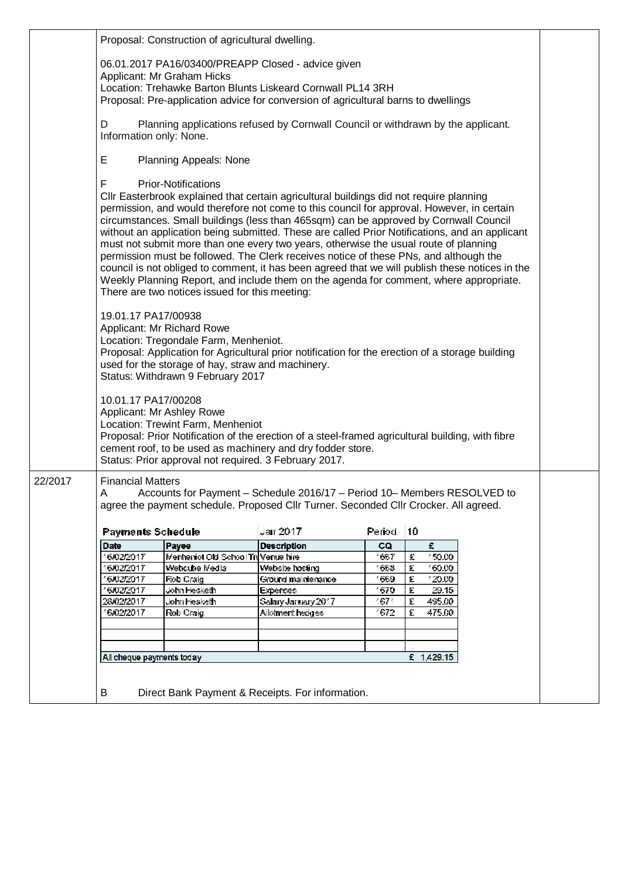Proposal: Construction of agricultural dwelling.

06.01.2017 PA16/03400/PREAPP Closed - advice given
Applicant: Mr Graham Hicks
Location: Trehawke Barton Blunts Liskeard Cornwall PL14 3RH
Proposal: Pre-application advice for conversion of agricultural barns to dwellings

D Planning applications refused by Cornwall Council or withdrawn by the applicant. Information only: None.

E Planning Appeals: None

F Prior-Notifications
Cllr Easterbrook explained that certain agricultural buildings did not require planning permission, and would therefore not come to this council for approval. However, in certain circumstances. Small buildings (less than 465sqm) can be approved by Cornwall Council without an application being submitted. These are called Prior Notifications, and an applicant must not submit more than one every two years, otherwise the usual route of planning permission must be followed. The Clerk receives notice of these PNs, and although the council is not obliged to comment, it has been agreed that we will publish these notices in the Weekly Planning Report, and include them on the agenda for comment, where appropriate. There are two notices issued for this meeting:

19.01.17 PA17/00938
Applicant: Mr Richard Rowe
Location: Tregondale Farm, Menheniot.
Proposal: Application for Agricultural prior notification for the erection of a storage building used for the storage of hay, straw and machinery.
Status: Withdrawn 9 February 2017

10.01.17 PA17/00208
Applicant: Mr Ashley Rowe
Location: Trewint Farm, Menheniot
Proposal: Prior Notification of the erection of a steel-framed agricultural building, with fibre cement roof, to be used as machinery and dry fodder store.
Status: Prior approval not required. 3 February 2017.

22/2017

Financial Matters

A Accounts for Payment – Schedule 2016/17 – Period 10– Members RESOLVED to agree the payment schedule. Proposed Cllr Turner. Seconded Cllr Crocker. All agreed.

**Payments Schedule** Jan 2017 Period 10

| Date | Payee | Description | CQ | £ |
|---|---|---|---|---|
| 16/02/2017 | Menheniot Old School Tru | Venue hire | 1667 | £ 150.00 |
| 16/02/2017 | Webcube Media | Website hosting | 1668 | £ 160.00 |
| 16/02/2017 | Rob Craig | Ground maintenance | 1669 | £ 120.00 |
| 16/02/2017 | John Hesketh | Expenses | 1670 | £ 29.15 |
| 28/02/2017 | John Hesketh | Salary January 2017 | 1671 | £ 495.00 |
| 16/02/2017 | Rob Craig | Allotment hedges | 1672 | £ 475.00 |
| | | | | |
| | | | | |
| | | | | |
| All cheque payments today | | | | £ 1,429.15 |

B Direct Bank Payment & Receipts. For information.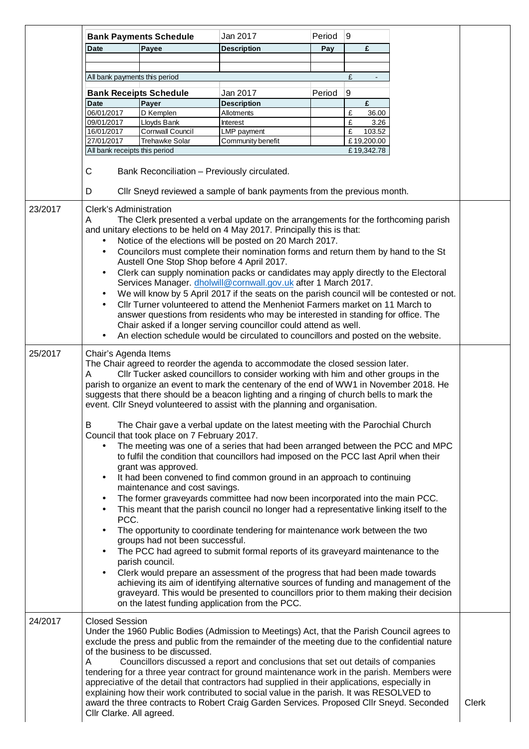| | | | | |
|---|---|---|---|---|
| **Bank Payments Schedule** | | Jan 2017 | Period | 9 |
| **Date** | **Payee** | **Description** | **Pay** | **£** |
| | | | | |
| | | | | |
| All bank payments this period | | | | £ - |

| | | | | |
|---|---|---|---|---|
| **Bank Receipts Schedule** | | Jan 2017 | Period | 9 |
| **Date** | **Payer** | **Description** | | **£** |
| 06/01/2017 | D Kemplen | Allotments | | £ 36.00 |
| 09/01/2017 | Lloyds Bank | Interest | | £ 3.26 |
| 16/01/2017 | Cornwall Council | LMP payment | | £ 103.52 |
| 27/01/2017 | Trehawke Solar | Community benefit | | £ 19,200.00 |
| All bank receipts this period | | | | £ 19,342.78 |

C Bank Reconciliation – Previously circulated.

D Cllr Sneyd reviewed a sample of bank payments from the previous month.

**23/2017**

Clerk's Administration

A The Clerk presented a verbal update on the arrangements for the forthcoming parish and unitary elections to be held on 4 May 2017. Principally this is that:

- Notice of the elections will be posted on 20 March 2017.
- Councilors must complete their nomination forms and return them by hand to the St Austell One Stop Shop before 4 April 2017.
- Clerk can supply nomination packs or candidates may apply directly to the Electoral Services Manager. dholwill@cornwall.gov.uk after 1 March 2017.
- We will know by 5 April 2017 if the seats on the parish council will be contested or not.
- Cllr Turner volunteered to attend the Menheniot Farmers market on 11 March to answer questions from residents who may be interested in standing for office. The Chair asked if a longer serving councillor could attend as well.
- An election schedule would be circulated to councillors and posted on the website.

**25/2017**

Chair's Agenda Items

The Chair agreed to reorder the agenda to accommodate the closed session later.

A Cllr Tucker asked councillors to consider working with him and other groups in the parish to organize an event to mark the centenary of the end of WW1 in November 2018. He suggests that there should be a beacon lighting and a ringing of church bells to mark the event. Cllr Sneyd volunteered to assist with the planning and organisation.

B The Chair gave a verbal update on the latest meeting with the Parochial Church Council that took place on 7 February 2017.

- The meeting was one of a series that had been arranged between the PCC and MPC to fulfil the condition that councillors had imposed on the PCC last April when their grant was approved.
- It had been convened to find common ground in an approach to continuing maintenance and cost savings.
- The former graveyards committee had now been incorporated into the main PCC.
- This meant that the parish council no longer had a representative linking itself to the PCC.
- The opportunity to coordinate tendering for maintenance work between the two groups had not been successful.
- The PCC had agreed to submit formal reports of its graveyard maintenance to the parish council.
- Clerk would prepare an assessment of the progress that had been made towards achieving its aim of identifying alternative sources of funding and management of the graveyard. This would be presented to councillors prior to them making their decision on the latest funding application from the PCC.

**24/2017**

Closed Session

Under the 1960 Public Bodies (Admission to Meetings) Act, that the Parish Council agrees to exclude the press and public from the remainder of the meeting due to the confidential nature of the business to be discussed.

A Councillors discussed a report and conclusions that set out details of companies tendering for a three year contract for ground maintenance work in the parish. Members were appreciative of the detail that contractors had supplied in their applications, especially in explaining how their work contributed to social value in the parish. It was RESOLVED to award the three contracts to Robert Craig Garden Services. Proposed Cllr Sneyd. Seconded Cllr Clarke. All agreed. — **Clerk**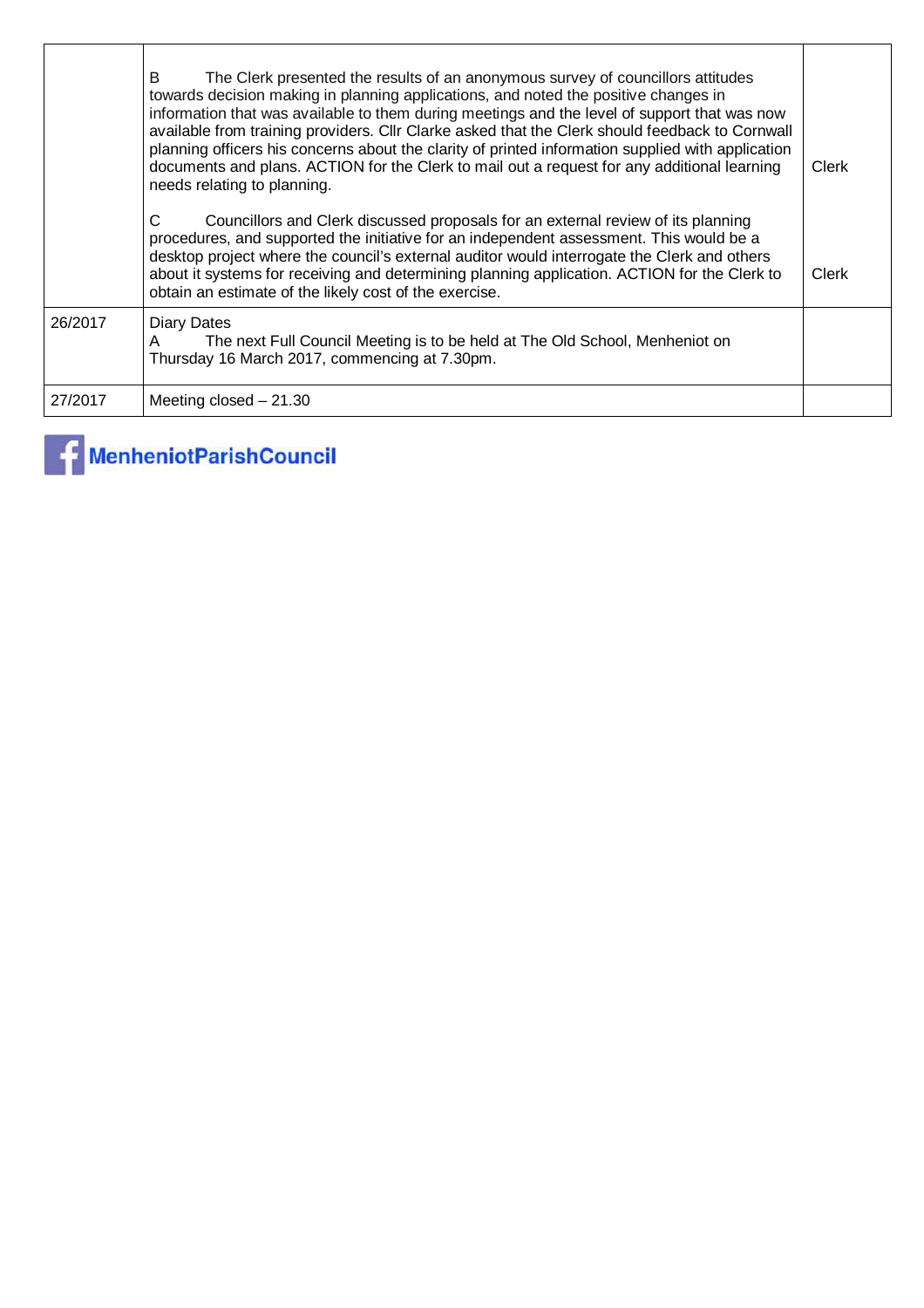| | | |
|---|---|---|
| | B The Clerk presented the results of an anonymous survey of councillors attitudes towards decision making in planning applications, and noted the positive changes in information that was available to them during meetings and the level of support that was now available from training providers. Cllr Clarke asked that the Clerk should feedback to Cornwall planning officers his concerns about the clarity of printed information supplied with application documents and plans. ACTION for the Clerk to mail out a request for any additional learning needs relating to planning.<br><br>C Councillors and Clerk discussed proposals for an external review of its planning procedures, and supported the initiative for an independent assessment. This would be a desktop project where the council's external auditor would interrogate the Clerk and others about it systems for receiving and determining planning application. ACTION for the Clerk to obtain an estimate of the likely cost of the exercise. | Clerk<br><br>Clerk |
| 26/2017 | Diary Dates<br>A The next Full Council Meeting is to be held at The Old School, Menheniot on Thursday 16 March 2017, commencing at 7.30pm. | |
| 27/2017 | Meeting closed – 21.30 | |

MenheniotParishCouncil